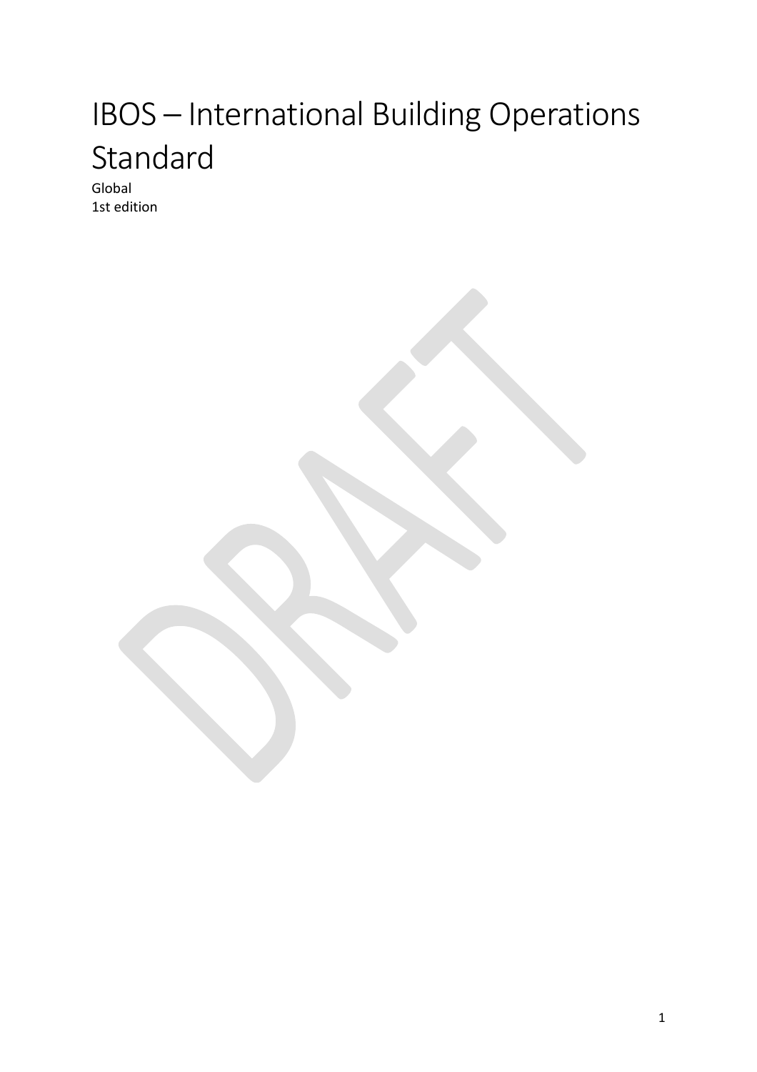# IBOS – International Building Operations Standard

Global
1st edition

DRAFT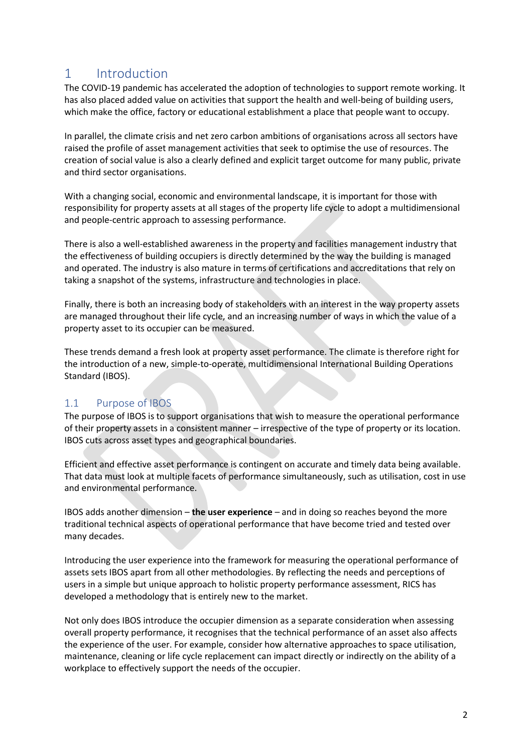# 1 Introduction

The COVID-19 pandemic has accelerated the adoption of technologies to support remote working. It has also placed added value on activities that support the health and well-being of building users, which make the office, factory or educational establishment a place that people want to occupy.

In parallel, the climate crisis and net zero carbon ambitions of organisations across all sectors have raised the profile of asset management activities that seek to optimise the use of resources. The creation of social value is also a clearly defined and explicit target outcome for many public, private and third sector organisations.

With a changing social, economic and environmental landscape, it is important for those with responsibility for property assets at all stages of the property life cycle to adopt a multidimensional and people-centric approach to assessing performance.

There is also a well-established awareness in the property and facilities management industry that the effectiveness of building occupiers is directly determined by the way the building is managed and operated. The industry is also mature in terms of certifications and accreditations that rely on taking a snapshot of the systems, infrastructure and technologies in place.

Finally, there is both an increasing body of stakeholders with an interest in the way property assets are managed throughout their life cycle, and an increasing number of ways in which the value of a property asset to its occupier can be measured.

These trends demand a fresh look at property asset performance. The climate is therefore right for the introduction of a new, simple-to-operate, multidimensional International Building Operations Standard (IBOS).

## 1.1 Purpose of IBOS

The purpose of IBOS is to support organisations that wish to measure the operational performance of their property assets in a consistent manner – irrespective of the type of property or its location. IBOS cuts across asset types and geographical boundaries.

Efficient and effective asset performance is contingent on accurate and timely data being available. That data must look at multiple facets of performance simultaneously, such as utilisation, cost in use and environmental performance.

IBOS adds another dimension – **the user experience** – and in doing so reaches beyond the more traditional technical aspects of operational performance that have become tried and tested over many decades.

Introducing the user experience into the framework for measuring the operational performance of assets sets IBOS apart from all other methodologies. By reflecting the needs and perceptions of users in a simple but unique approach to holistic property performance assessment, RICS has developed a methodology that is entirely new to the market.

Not only does IBOS introduce the occupier dimension as a separate consideration when assessing overall property performance, it recognises that the technical performance of an asset also affects the experience of the user. For example, consider how alternative approaches to space utilisation, maintenance, cleaning or life cycle replacement can impact directly or indirectly on the ability of a workplace to effectively support the needs of the occupier.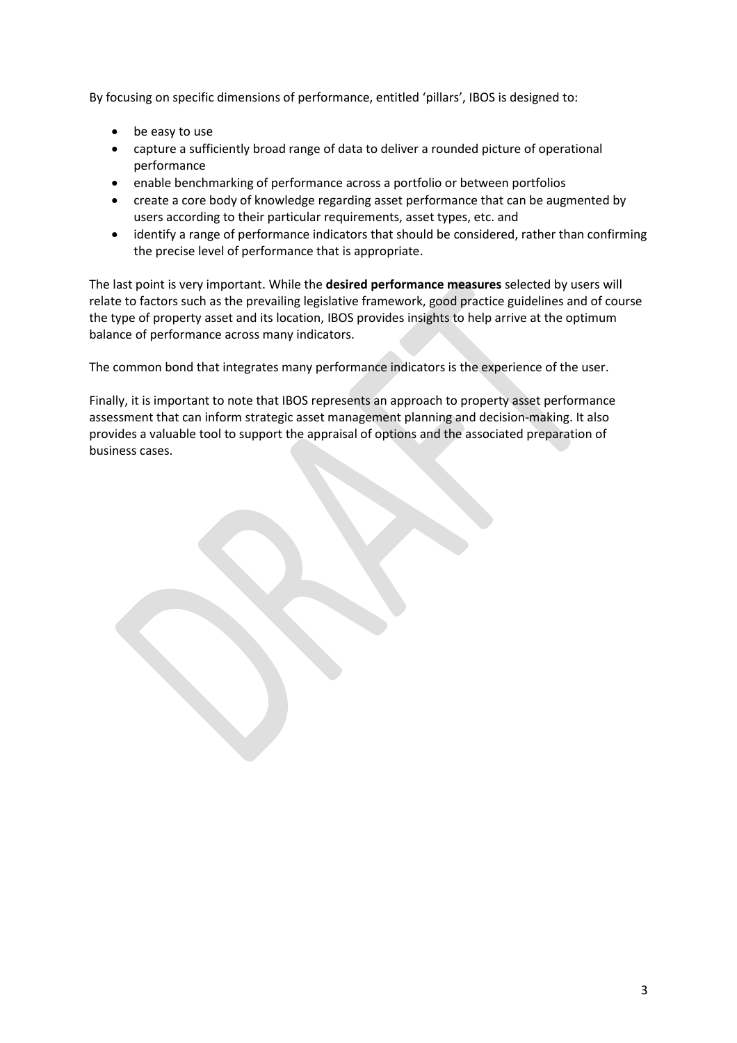By focusing on specific dimensions of performance, entitled 'pillars', IBOS is designed to:

- be easy to use
- capture a sufficiently broad range of data to deliver a rounded picture of operational performance
- enable benchmarking of performance across a portfolio or between portfolios
- create a core body of knowledge regarding asset performance that can be augmented by users according to their particular requirements, asset types, etc. and
- identify a range of performance indicators that should be considered, rather than confirming the precise level of performance that is appropriate.

The last point is very important. While the **desired performance measures** selected by users will relate to factors such as the prevailing legislative framework, good practice guidelines and of course the type of property asset and its location, IBOS provides insights to help arrive at the optimum balance of performance across many indicators.

The common bond that integrates many performance indicators is the experience of the user.

Finally, it is important to note that IBOS represents an approach to property asset performance assessment that can inform strategic asset management planning and decision-making. It also provides a valuable tool to support the appraisal of options and the associated preparation of business cases.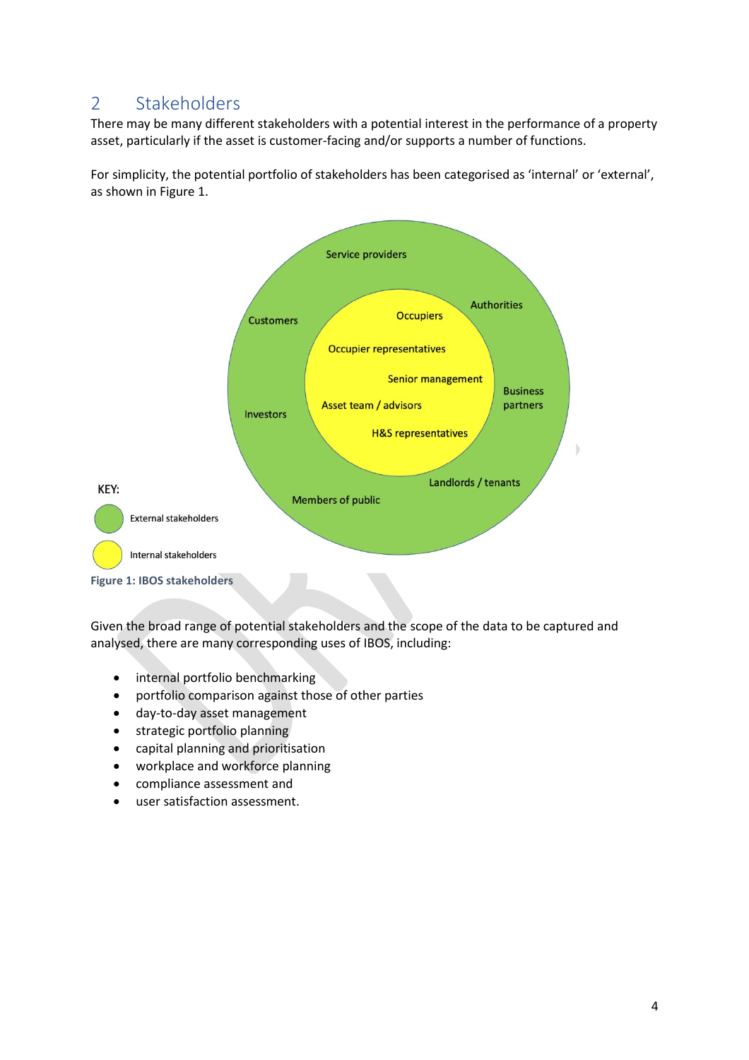## 2 Stakeholders

There may be many different stakeholders with a potential interest in the performance of a property asset, particularly if the asset is customer-facing and/or supports a number of functions.

For simplicity, the potential portfolio of stakeholders has been categorised as 'internal' or 'external', as shown in Figure 1.

**Figure 1: IBOS stakeholders**

Given the broad range of potential stakeholders and the scope of the data to be captured and analysed, there are many corresponding uses of IBOS, including:

- internal portfolio benchmarking
- portfolio comparison against those of other parties
- day-to-day asset management
- strategic portfolio planning
- capital planning and prioritisation
- workplace and workforce planning
- compliance assessment and
- user satisfaction assessment.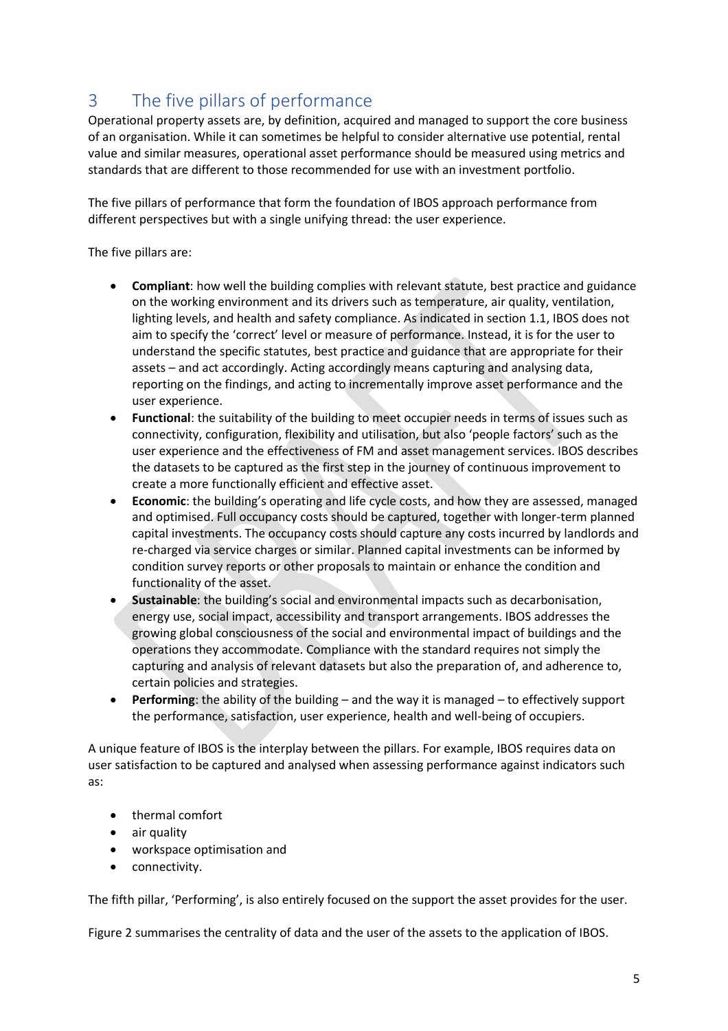# 3 The five pillars of performance

Operational property assets are, by definition, acquired and managed to support the core business of an organisation. While it can sometimes be helpful to consider alternative use potential, rental value and similar measures, operational asset performance should be measured using metrics and standards that are different to those recommended for use with an investment portfolio.

The five pillars of performance that form the foundation of IBOS approach performance from different perspectives but with a single unifying thread: the user experience.

The five pillars are:

- **Compliant**: how well the building complies with relevant statute, best practice and guidance on the working environment and its drivers such as temperature, air quality, ventilation, lighting levels, and health and safety compliance. As indicated in section 1.1, IBOS does not aim to specify the 'correct' level or measure of performance. Instead, it is for the user to understand the specific statutes, best practice and guidance that are appropriate for their assets – and act accordingly. Acting accordingly means capturing and analysing data, reporting on the findings, and acting to incrementally improve asset performance and the user experience.
- **Functional**: the suitability of the building to meet occupier needs in terms of issues such as connectivity, configuration, flexibility and utilisation, but also 'people factors' such as the user experience and the effectiveness of FM and asset management services. IBOS describes the datasets to be captured as the first step in the journey of continuous improvement to create a more functionally efficient and effective asset.
- **Economic**: the building's operating and life cycle costs, and how they are assessed, managed and optimised. Full occupancy costs should be captured, together with longer-term planned capital investments. The occupancy costs should capture any costs incurred by landlords and re-charged via service charges or similar. Planned capital investments can be informed by condition survey reports or other proposals to maintain or enhance the condition and functionality of the asset.
- **Sustainable**: the building's social and environmental impacts such as decarbonisation, energy use, social impact, accessibility and transport arrangements. IBOS addresses the growing global consciousness of the social and environmental impact of buildings and the operations they accommodate. Compliance with the standard requires not simply the capturing and analysis of relevant datasets but also the preparation of, and adherence to, certain policies and strategies.
- **Performing**: the ability of the building – and the way it is managed – to effectively support the performance, satisfaction, user experience, health and well-being of occupiers.

A unique feature of IBOS is the interplay between the pillars. For example, IBOS requires data on user satisfaction to be captured and analysed when assessing performance against indicators such as:

- thermal comfort
- air quality
- workspace optimisation and
- connectivity.

The fifth pillar, 'Performing', is also entirely focused on the support the asset provides for the user.

Figure 2 summarises the centrality of data and the user of the assets to the application of IBOS.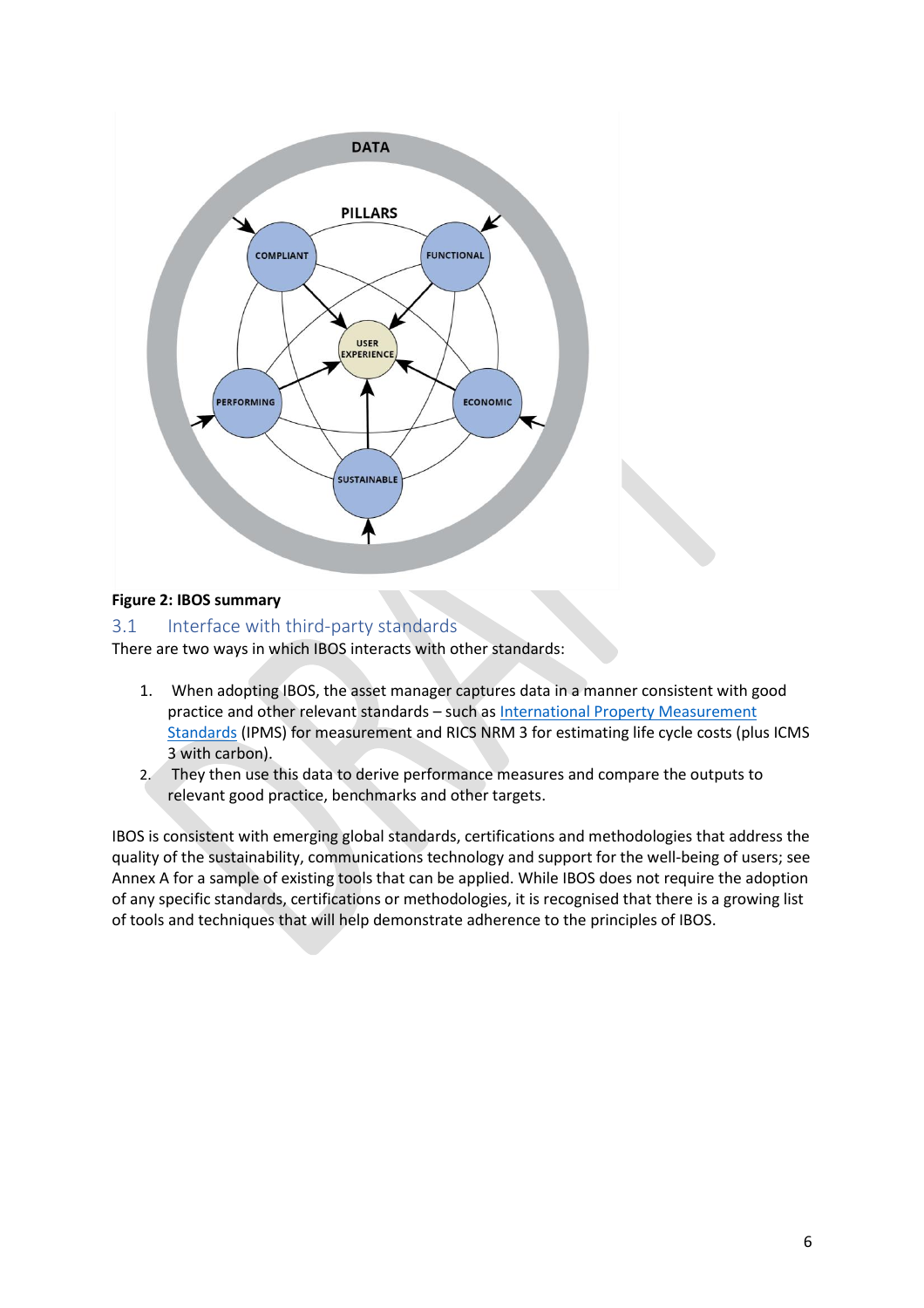**Figure 2: IBOS summary**

## 3.1 Interface with third-party standards

There are two ways in which IBOS interacts with other standards:

1. When adopting IBOS, the asset manager captures data in a manner consistent with good practice and other relevant standards – such as International Property Measurement Standards (IPMS) for measurement and RICS NRM 3 for estimating life cycle costs (plus ICMS 3 with carbon).
2. They then use this data to derive performance measures and compare the outputs to relevant good practice, benchmarks and other targets.

IBOS is consistent with emerging global standards, certifications and methodologies that address the quality of the sustainability, communications technology and support for the well-being of users; see Annex A for a sample of existing tools that can be applied. While IBOS does not require the adoption of any specific standards, certifications or methodologies, it is recognised that there is a growing list of tools and techniques that will help demonstrate adherence to the principles of IBOS.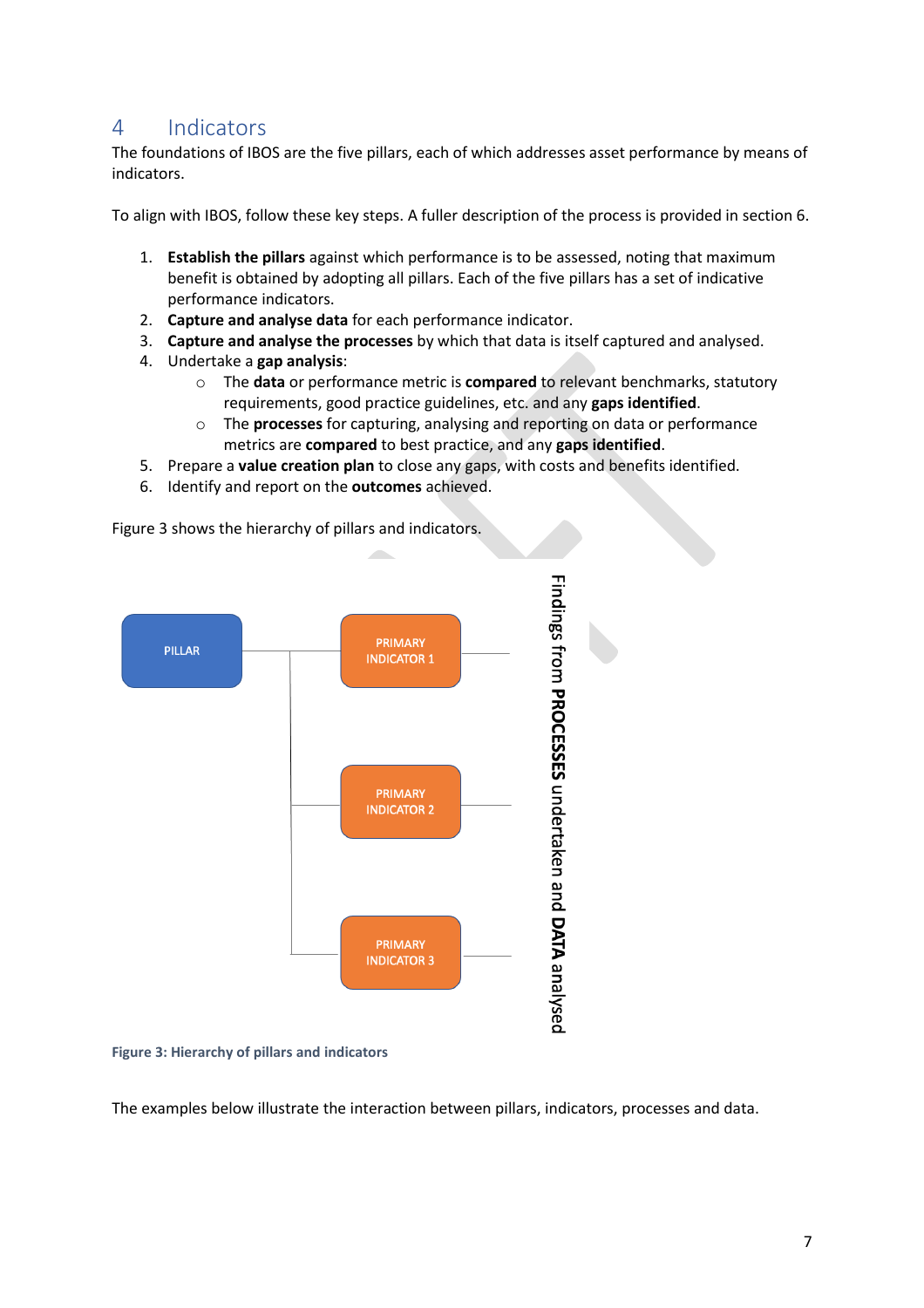# 4 Indicators

The foundations of IBOS are the five pillars, each of which addresses asset performance by means of indicators.

To align with IBOS, follow these key steps. A fuller description of the process is provided in section 6.

1. **Establish the pillars** against which performance is to be assessed, noting that maximum benefit is obtained by adopting all pillars. Each of the five pillars has a set of indicative performance indicators.
2. **Capture and analyse data** for each performance indicator.
3. **Capture and analyse the processes** by which that data is itself captured and analysed.
4. Undertake a **gap analysis**:
    - The **data** or performance metric is **compared** to relevant benchmarks, statutory requirements, good practice guidelines, etc. and any **gaps identified**.
    - The **processes** for capturing, analysing and reporting on data or performance metrics are **compared** to best practice, and any **gaps identified**.
5. Prepare a **value creation plan** to close any gaps, with costs and benefits identified.
6. Identify and report on the **outcomes** achieved.

Figure 3 shows the hierarchy of pillars and indicators.

PILLAR

PRIMARY INDICATOR 1

PRIMARY INDICATOR 2

PRIMARY INDICATOR 3

Findings from **PROCESSES** undertaken and **DATA** analysed

**Figure 3: Hierarchy of pillars and indicators**

The examples below illustrate the interaction between pillars, indicators, processes and data.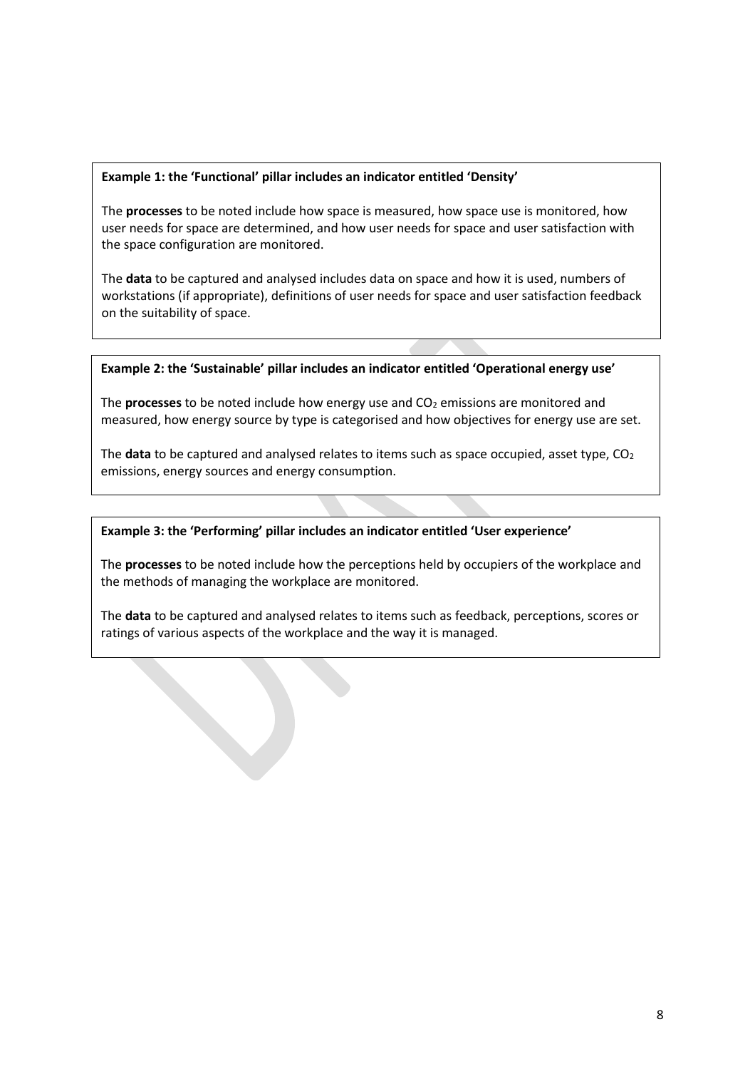**Example 1: the 'Functional' pillar includes an indicator entitled 'Density'**

The **processes** to be noted include how space is measured, how space use is monitored, how user needs for space are determined, and how user needs for space and user satisfaction with the space configuration are monitored.

The **data** to be captured and analysed includes data on space and how it is used, numbers of workstations (if appropriate), definitions of user needs for space and user satisfaction feedback on the suitability of space.

**Example 2: the 'Sustainable' pillar includes an indicator entitled 'Operational energy use'**

The **processes** to be noted include how energy use and $CO_2$ emissions are monitored and measured, how energy source by type is categorised and how objectives for energy use are set.

The **data** to be captured and analysed relates to items such as space occupied, asset type, $CO_2$ emissions, energy sources and energy consumption.

**Example 3: the 'Performing' pillar includes an indicator entitled 'User experience'**

The **processes** to be noted include how the perceptions held by occupiers of the workplace and the methods of managing the workplace are monitored.

The **data** to be captured and analysed relates to items such as feedback, perceptions, scores or ratings of various aspects of the workplace and the way it is managed.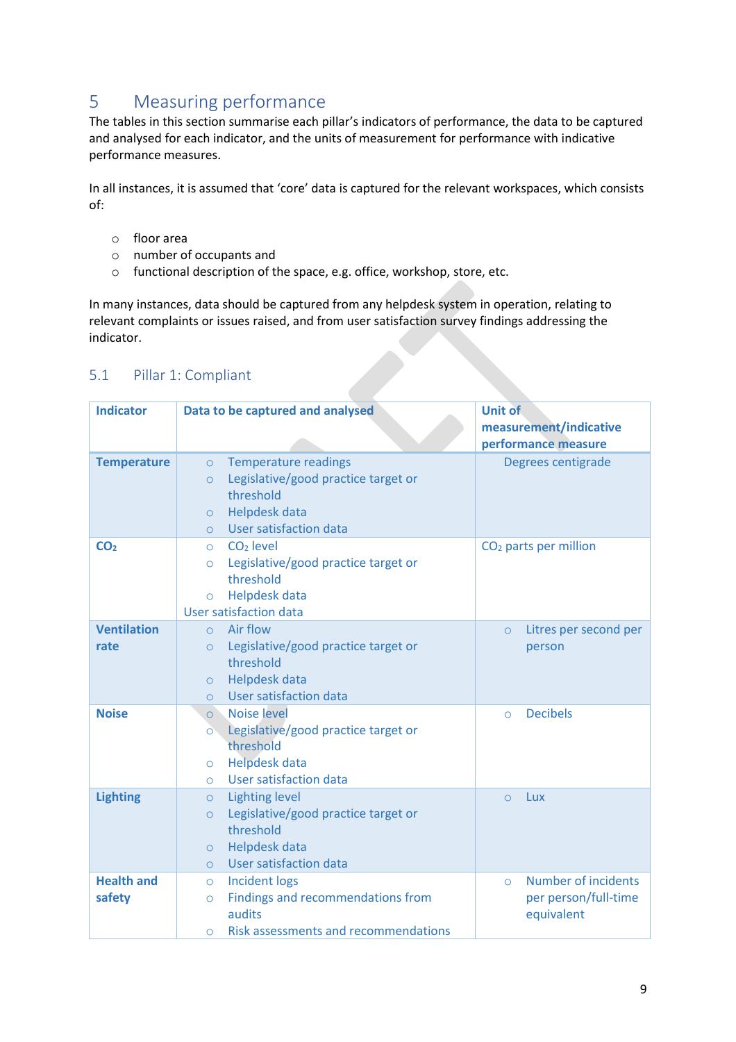## 5 Measuring performance

The tables in this section summarise each pillar's indicators of performance, the data to be captured and analysed for each indicator, and the units of measurement for performance with indicative performance measures.

In all instances, it is assumed that 'core' data is captured for the relevant workspaces, which consists of:

- floor area
- number of occupants and
- functional description of the space, e.g. office, workshop, store, etc.

In many instances, data should be captured from any helpdesk system in operation, relating to relevant complaints or issues raised, and from user satisfaction survey findings addressing the indicator.

### 5.1 Pillar 1: Compliant

| Indicator | Data to be captured and analysed | Unit of measurement/indicative performance measure |
|---|---|---|
| **Temperature** | ○ Temperature readings<br>○ Legislative/good practice target or threshold<br>○ Helpdesk data<br>○ User satisfaction data | Degrees centigrade |
| **$CO_2$** | ○ $CO_2$ level<br>○ Legislative/good practice target or threshold<br>○ Helpdesk data<br>User satisfaction data | $CO_2$ parts per million |
| **Ventilation rate** | ○ Air flow<br>○ Legislative/good practice target or threshold<br>○ Helpdesk data<br>○ User satisfaction data | ○ Litres per second per person |
| **Noise** | ○ Noise level<br>○ Legislative/good practice target or threshold<br>○ Helpdesk data<br>○ User satisfaction data | ○ Decibels |
| **Lighting** | ○ Lighting level<br>○ Legislative/good practice target or threshold<br>○ Helpdesk data<br>○ User satisfaction data | ○ Lux |
| **Health and safety** | ○ Incident logs<br>○ Findings and recommendations from audits<br>○ Risk assessments and recommendations | ○ Number of incidents per person/full-time equivalent |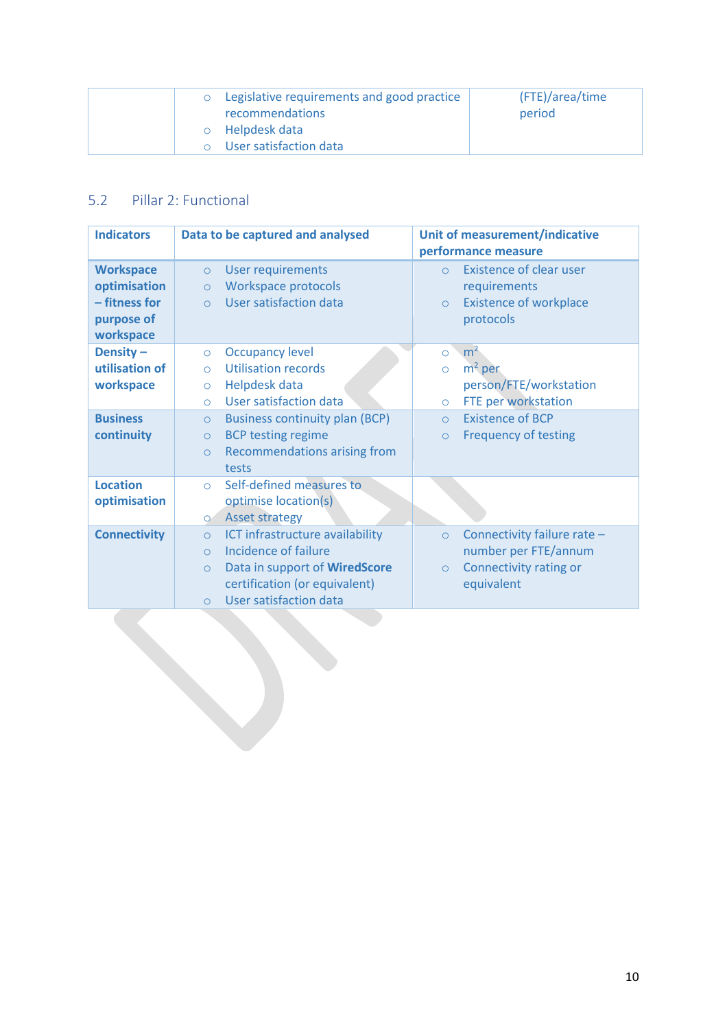| | | |
|---|---|---|
| | ○ Legislative requirements and good practice recommendations<br>○ Helpdesk data<br>○ User satisfaction data | (FTE)/area/time period |

## 5.2 Pillar 2: Functional

| Indicators | Data to be captured and analysed | Unit of measurement/indicative performance measure |
|---|---|---|
| **Workspace optimisation – fitness for purpose of workspace** | ○ User requirements<br>○ Workspace protocols<br>○ User satisfaction data | ○ Existence of clear user requirements<br>○ Existence of workplace protocols |
| **Density – utilisation of workspace** | ○ Occupancy level<br>○ Utilisation records<br>○ Helpdesk data<br>○ User satisfaction data | ○ $m^2$<br>○ $m^2$ per person/FTE/workstation<br>○ FTE per workstation |
| **Business continuity** | ○ Business continuity plan (BCP)<br>○ BCP testing regime<br>○ Recommendations arising from tests | ○ Existence of BCP<br>○ Frequency of testing |
| **Location optimisation** | ○ Self-defined measures to optimise location(s)<br>○ Asset strategy | |
| **Connectivity** | ○ ICT infrastructure availability<br>○ Incidence of failure<br>○ Data in support of **WiredScore** certification (or equivalent)<br>○ User satisfaction data | ○ Connectivity failure rate – number per FTE/annum<br>○ Connectivity rating or equivalent |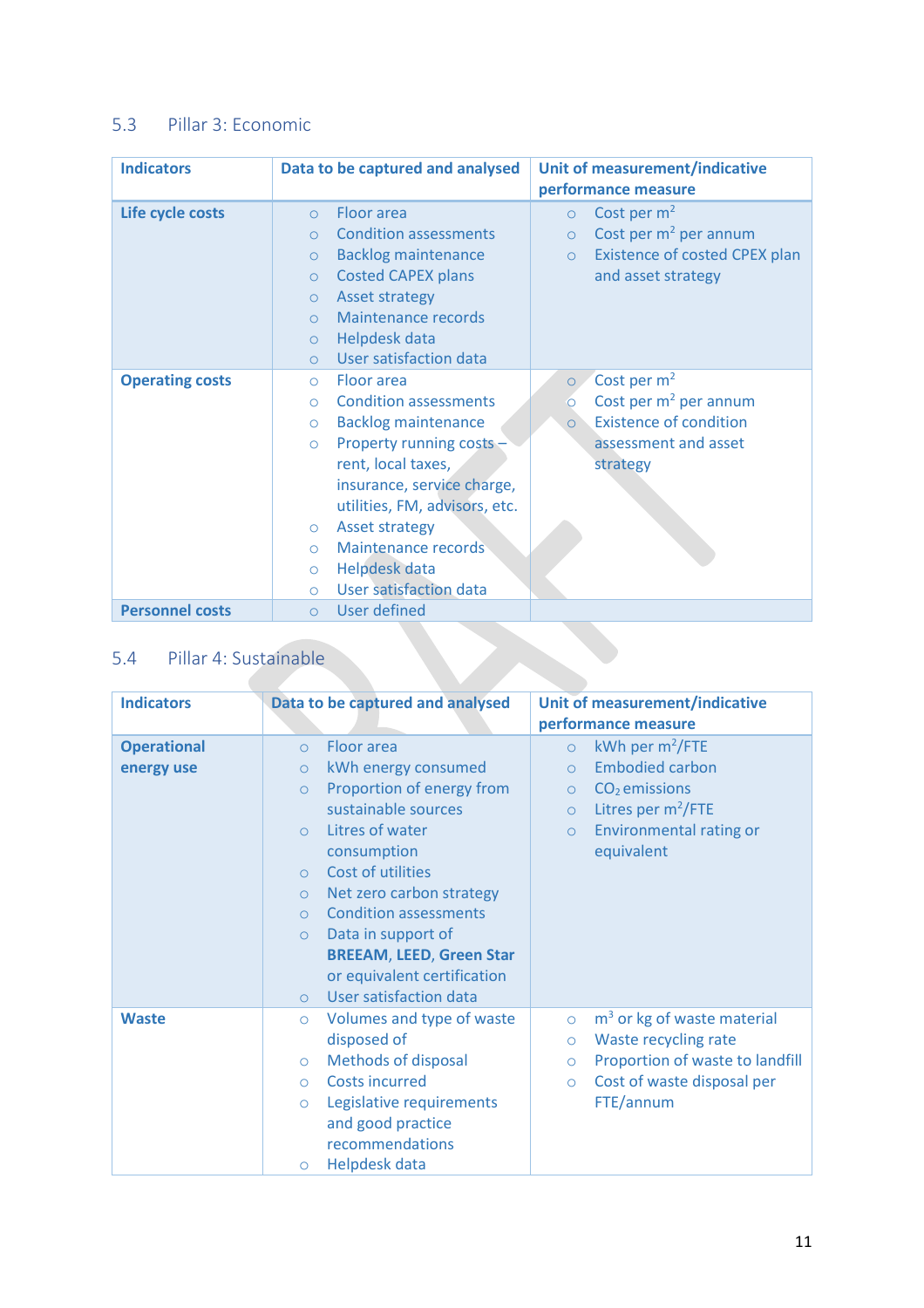## 5.3 Pillar 3: Economic

| Indicators | Data to be captured and analysed | Unit of measurement/indicative performance measure |
|---|---|---|
| **Life cycle costs** | ○ Floor area<br>○ Condition assessments<br>○ Backlog maintenance<br>○ Costed CAPEX plans<br>○ Asset strategy<br>○ Maintenance records<br>○ Helpdesk data<br>○ User satisfaction data | ○ Cost per $m^2$<br>○ Cost per $m^2$ per annum<br>○ Existence of costed CPEX plan and asset strategy |
| **Operating costs** | ○ Floor area<br>○ Condition assessments<br>○ Backlog maintenance<br>○ Property running costs – rent, local taxes, insurance, service charge, utilities, FM, advisors, etc.<br>○ Asset strategy<br>○ Maintenance records<br>○ Helpdesk data<br>○ User satisfaction data | ○ Cost per $m^2$<br>○ Cost per $m^2$ per annum<br>○ Existence of condition assessment and asset strategy |
| **Personnel costs** | ○ User defined | |

## 5.4 Pillar 4: Sustainable

| Indicators | Data to be captured and analysed | Unit of measurement/indicative performance measure |
|---|---|---|
| **Operational energy use** | ○ Floor area<br>○ kWh energy consumed<br>○ Proportion of energy from sustainable sources<br>○ Litres of water consumption<br>○ Cost of utilities<br>○ Net zero carbon strategy<br>○ Condition assessments<br>○ Data in support of **BREEAM**, **LEED**, **Green Star** or equivalent certification<br>○ User satisfaction data | ○ kWh per $m^2$/FTE<br>○ Embodied carbon<br>○ $CO_2$ emissions<br>○ Litres per $m^2$/FTE<br>○ Environmental rating or equivalent |
| **Waste** | ○ Volumes and type of waste disposed of<br>○ Methods of disposal<br>○ Costs incurred<br>○ Legislative requirements and good practice recommendations<br>○ Helpdesk data | ○ $m^3$ or kg of waste material<br>○ Waste recycling rate<br>○ Proportion of waste to landfill<br>○ Cost of waste disposal per FTE/annum |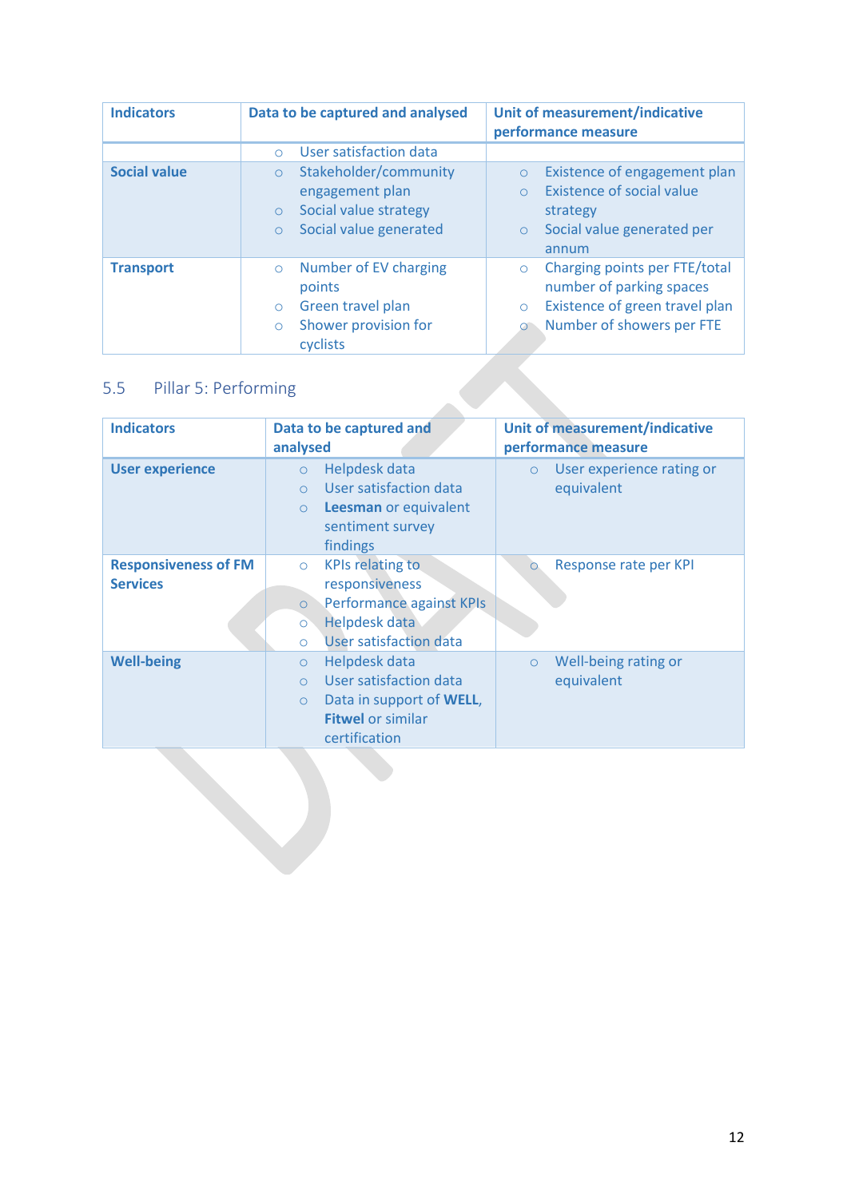| Indicators | Data to be captured and analysed | Unit of measurement/indicative performance measure |
|---|---|---|
| | User satisfaction data | |
| **Social value** | Stakeholder/community engagement plan<br>Social value strategy<br>Social value generated | Existence of engagement plan<br>Existence of social value strategy<br>Social value generated per annum |
| **Transport** | Number of EV charging points<br>Green travel plan<br>Shower provision for cyclists | Charging points per FTE/total number of parking spaces<br>Existence of green travel plan<br>Number of showers per FTE |

## 5.5 Pillar 5: Performing

| Indicators | Data to be captured and analysed | Unit of measurement/indicative performance measure |
|---|---|---|
| **User experience** | Helpdesk data<br>User satisfaction data<br>**Leesman** or equivalent sentiment survey findings | User experience rating or equivalent |
| **Responsiveness of FM Services** | KPIs relating to responsiveness<br>Performance against KPIs<br>Helpdesk data<br>User satisfaction data | Response rate per KPI |
| **Well-being** | Helpdesk data<br>User satisfaction data<br>Data in support of **WELL**, **Fitwel** or similar certification | Well-being rating or equivalent |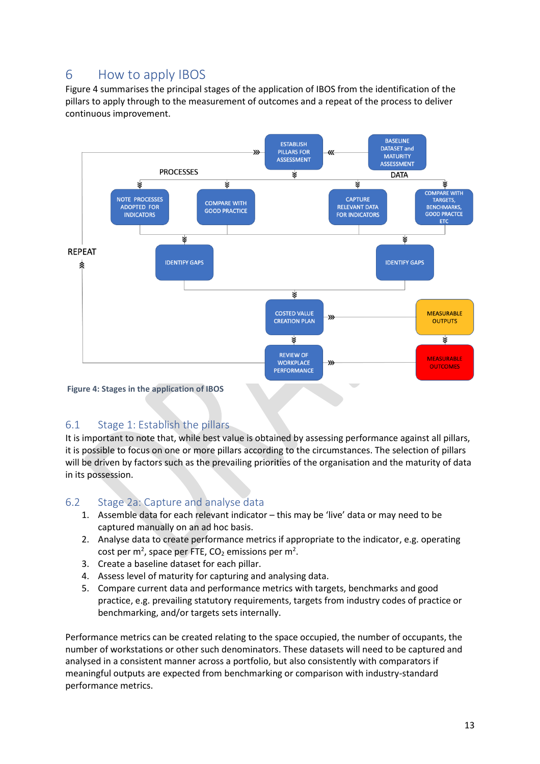## 6 How to apply IBOS

Figure 4 summarises the principal stages of the application of IBOS from the identification of the pillars to apply through to the measurement of outcomes and a repeat of the process to deliver continuous improvement.

**Figure 4: Stages in the application of IBOS**

### 6.1 Stage 1: Establish the pillars

It is important to note that, while best value is obtained by assessing performance against all pillars, it is possible to focus on one or more pillars according to the circumstances. The selection of pillars will be driven by factors such as the prevailing priorities of the organisation and the maturity of data in its possession.

### 6.2 Stage 2a: Capture and analyse data

1. Assemble data for each relevant indicator – this may be ‘live’ data or may need to be captured manually on an ad hoc basis.
2. Analyse data to create performance metrics if appropriate to the indicator, e.g. operating cost per $m^2$, space per FTE, $CO_2$ emissions per $m^2$.
3. Create a baseline dataset for each pillar.
4. Assess level of maturity for capturing and analysing data.
5. Compare current data and performance metrics with targets, benchmarks and good practice, e.g. prevailing statutory requirements, targets from industry codes of practice or benchmarking, and/or targets sets internally.

Performance metrics can be created relating to the space occupied, the number of occupants, the number of workstations or other such denominators. These datasets will need to be captured and analysed in a consistent manner across a portfolio, but also consistently with comparators if meaningful outputs are expected from benchmarking or comparison with industry-standard performance metrics.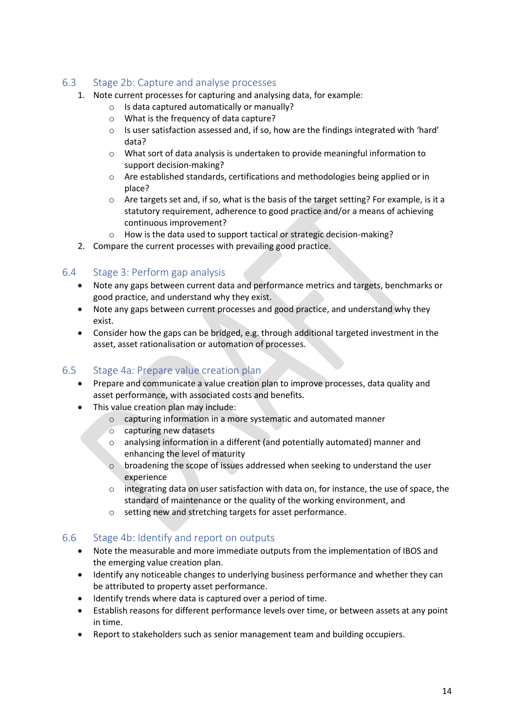## 6.3 Stage 2b: Capture and analyse processes

1. Note current processes for capturing and analysing data, for example:
    - Is data captured automatically or manually?
    - What is the frequency of data capture?
    - Is user satisfaction assessed and, if so, how are the findings integrated with 'hard' data?
    - What sort of data analysis is undertaken to provide meaningful information to support decision-making?
    - Are established standards, certifications and methodologies being applied or in place?
    - Are targets set and, if so, what is the basis of the target setting? For example, is it a statutory requirement, adherence to good practice and/or a means of achieving continuous improvement?
    - How is the data used to support tactical or strategic decision-making?
2. Compare the current processes with prevailing good practice.

## 6.4 Stage 3: Perform gap analysis

- Note any gaps between current data and performance metrics and targets, benchmarks or good practice, and understand why they exist.
- Note any gaps between current processes and good practice, and understand why they exist.
- Consider how the gaps can be bridged, e.g. through additional targeted investment in the asset, asset rationalisation or automation of processes.

## 6.5 Stage 4a: Prepare value creation plan

- Prepare and communicate a value creation plan to improve processes, data quality and asset performance, with associated costs and benefits.
- This value creation plan may include:
    - capturing information in a more systematic and automated manner
    - capturing new datasets
    - analysing information in a different (and potentially automated) manner and enhancing the level of maturity
    - broadening the scope of issues addressed when seeking to understand the user experience
    - integrating data on user satisfaction with data on, for instance, the use of space, the standard of maintenance or the quality of the working environment, and
    - setting new and stretching targets for asset performance.

## 6.6 Stage 4b: Identify and report on outputs

- Note the measurable and more immediate outputs from the implementation of IBOS and the emerging value creation plan.
- Identify any noticeable changes to underlying business performance and whether they can be attributed to property asset performance.
- Identify trends where data is captured over a period of time.
- Establish reasons for different performance levels over time, or between assets at any point in time.
- Report to stakeholders such as senior management team and building occupiers.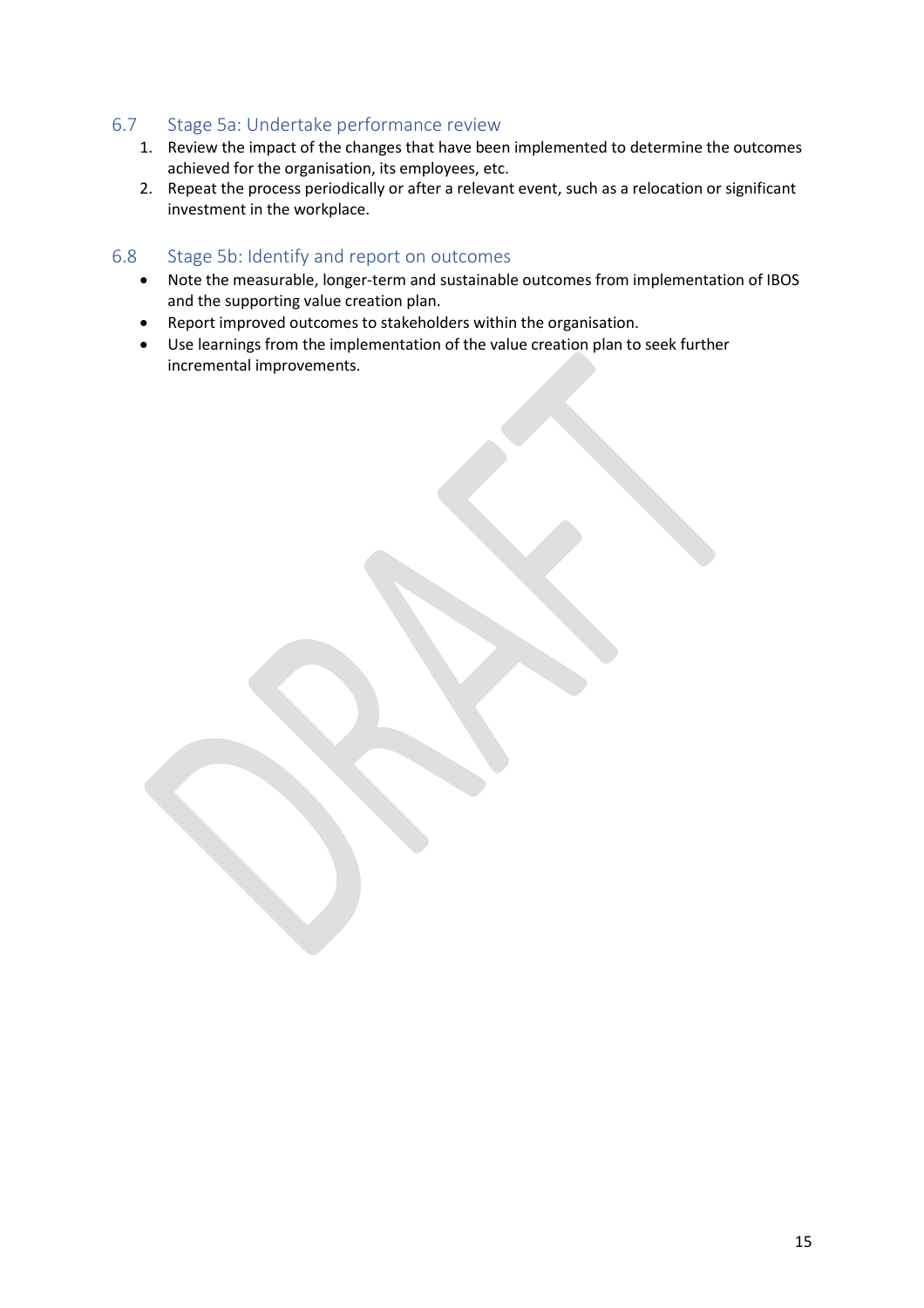## 6.7 Stage 5a: Undertake performance review

1. Review the impact of the changes that have been implemented to determine the outcomes achieved for the organisation, its employees, etc.
2. Repeat the process periodically or after a relevant event, such as a relocation or significant investment in the workplace.

## 6.8 Stage 5b: Identify and report on outcomes

- Note the measurable, longer-term and sustainable outcomes from implementation of IBOS and the supporting value creation plan.
- Report improved outcomes to stakeholders within the organisation.
- Use learnings from the implementation of the value creation plan to seek further incremental improvements.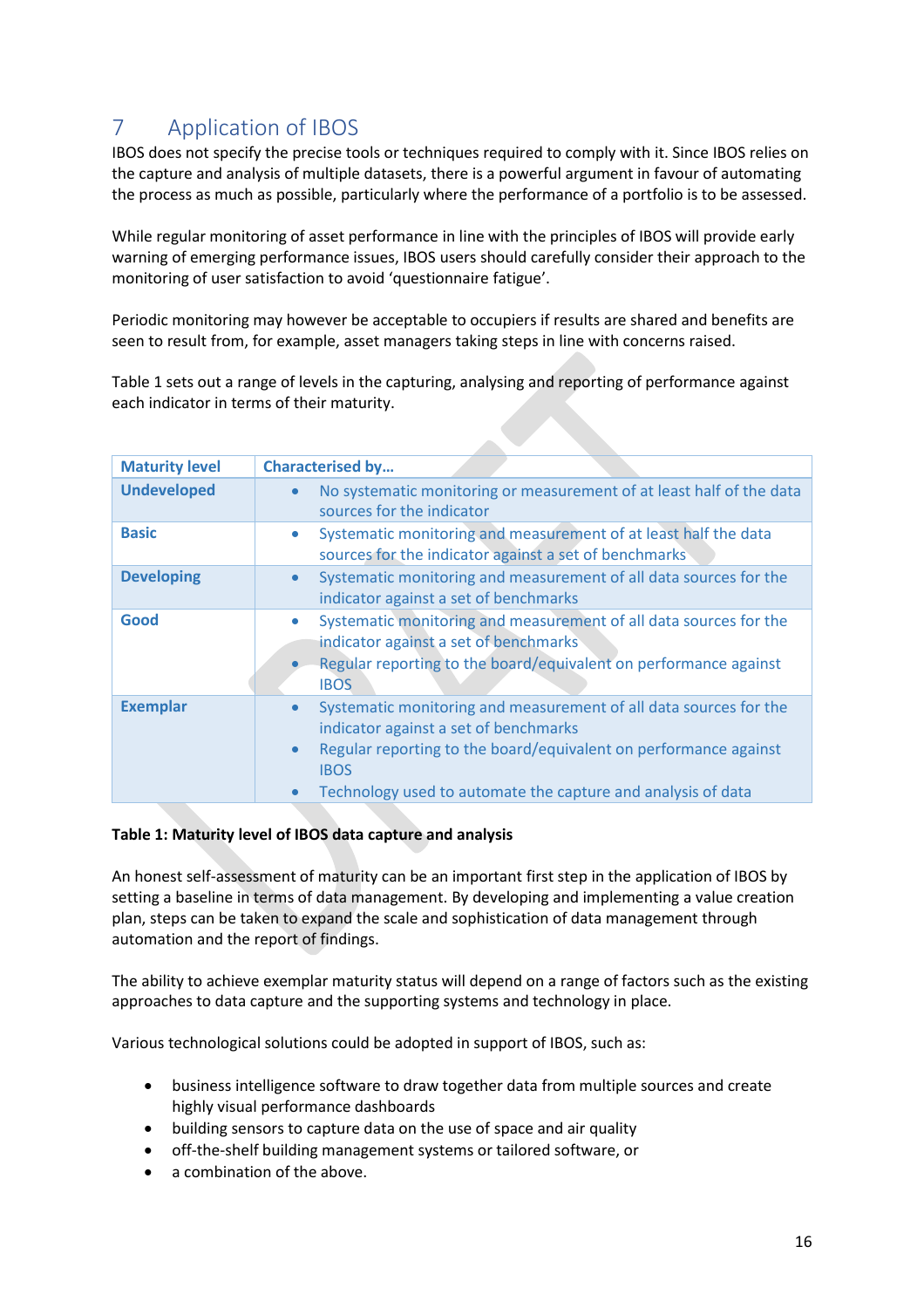# 7 Application of IBOS

IBOS does not specify the precise tools or techniques required to comply with it. Since IBOS relies on the capture and analysis of multiple datasets, there is a powerful argument in favour of automating the process as much as possible, particularly where the performance of a portfolio is to be assessed.

While regular monitoring of asset performance in line with the principles of IBOS will provide early warning of emerging performance issues, IBOS users should carefully consider their approach to the monitoring of user satisfaction to avoid 'questionnaire fatigue'.

Periodic monitoring may however be acceptable to occupiers if results are shared and benefits are seen to result from, for example, asset managers taking steps in line with concerns raised.

Table 1 sets out a range of levels in the capturing, analysing and reporting of performance against each indicator in terms of their maturity.

| Maturity level | Characterised by… |
|---|---|
| **Undeveloped** | • No systematic monitoring or measurement of at least half of the data sources for the indicator |
| **Basic** | • Systematic monitoring and measurement of at least half the data sources for the indicator against a set of benchmarks |
| **Developing** | • Systematic monitoring and measurement of all data sources for the indicator against a set of benchmarks |
| **Good** | • Systematic monitoring and measurement of all data sources for the indicator against a set of benchmarks<br>• Regular reporting to the board/equivalent on performance against IBOS |
| **Exemplar** | • Systematic monitoring and measurement of all data sources for the indicator against a set of benchmarks<br>• Regular reporting to the board/equivalent on performance against IBOS<br>• Technology used to automate the capture and analysis of data |

**Table 1: Maturity level of IBOS data capture and analysis**

An honest self-assessment of maturity can be an important first step in the application of IBOS by setting a baseline in terms of data management. By developing and implementing a value creation plan, steps can be taken to expand the scale and sophistication of data management through automation and the report of findings.

The ability to achieve exemplar maturity status will depend on a range of factors such as the existing approaches to data capture and the supporting systems and technology in place.

Various technological solutions could be adopted in support of IBOS, such as:

- business intelligence software to draw together data from multiple sources and create highly visual performance dashboards
- building sensors to capture data on the use of space and air quality
- off-the-shelf building management systems or tailored software, or
- a combination of the above.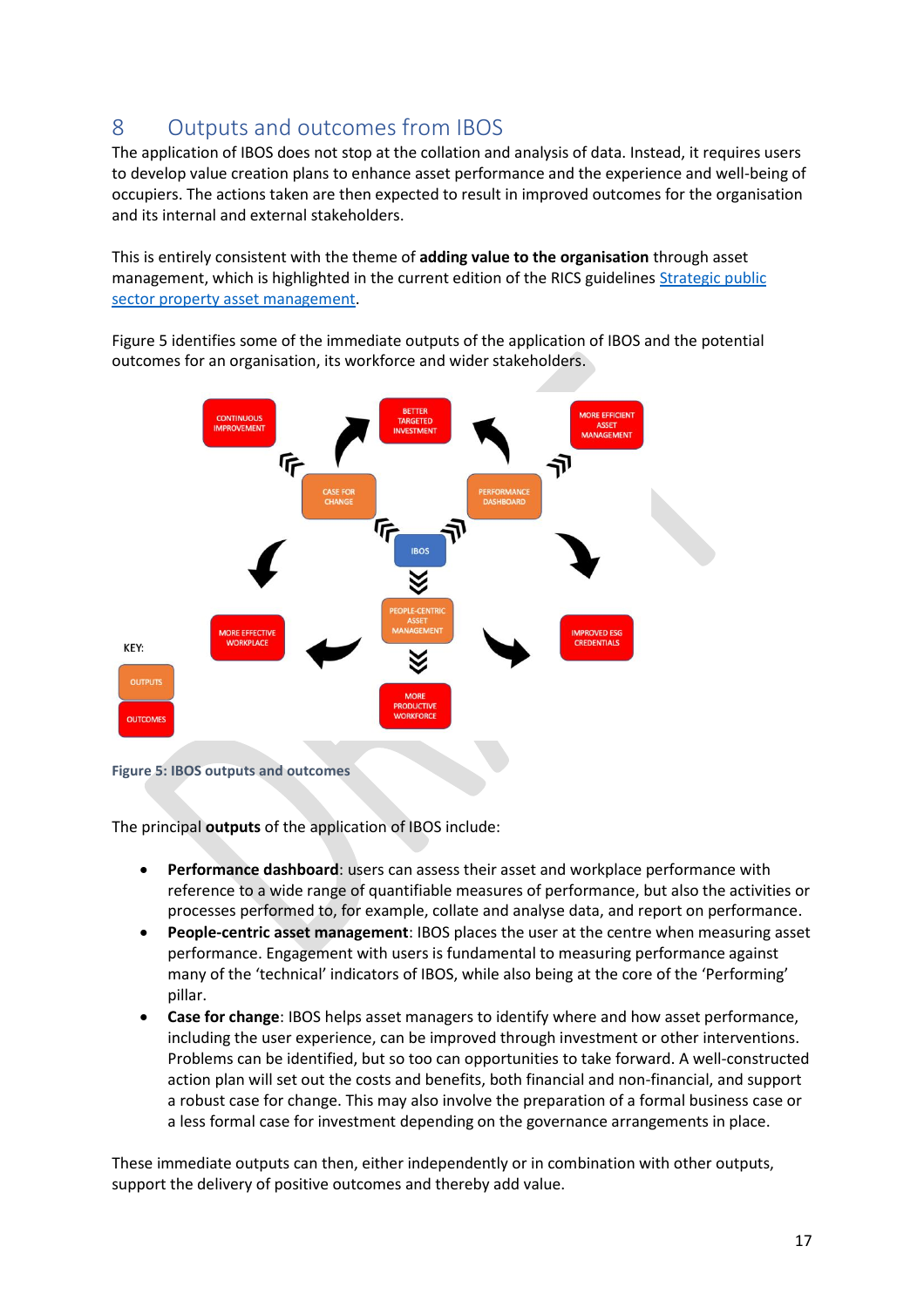## 8 Outputs and outcomes from IBOS

The application of IBOS does not stop at the collation and analysis of data. Instead, it requires users to develop value creation plans to enhance asset performance and the experience and well-being of occupiers. The actions taken are then expected to result in improved outcomes for the organisation and its internal and external stakeholders.

This is entirely consistent with the theme of **adding value to the organisation** through asset management, which is highlighted in the current edition of the RICS guidelines [Strategic public sector property asset management](#).

Figure 5 identifies some of the immediate outputs of the application of IBOS and the potential outcomes for an organisation, its workforce and wider stakeholders.

**Figure 5: IBOS outputs and outcomes**

The principal **outputs** of the application of IBOS include:

- **Performance dashboard**: users can assess their asset and workplace performance with reference to a wide range of quantifiable measures of performance, but also the activities or processes performed to, for example, collate and analyse data, and report on performance.
- **People-centric asset management**: IBOS places the user at the centre when measuring asset performance. Engagement with users is fundamental to measuring performance against many of the 'technical' indicators of IBOS, while also being at the core of the 'Performing' pillar.
- **Case for change**: IBOS helps asset managers to identify where and how asset performance, including the user experience, can be improved through investment or other interventions. Problems can be identified, but so too can opportunities to take forward. A well-constructed action plan will set out the costs and benefits, both financial and non-financial, and support a robust case for change. This may also involve the preparation of a formal business case or a less formal case for investment depending on the governance arrangements in place.

These immediate outputs can then, either independently or in combination with other outputs, support the delivery of positive outcomes and thereby add value.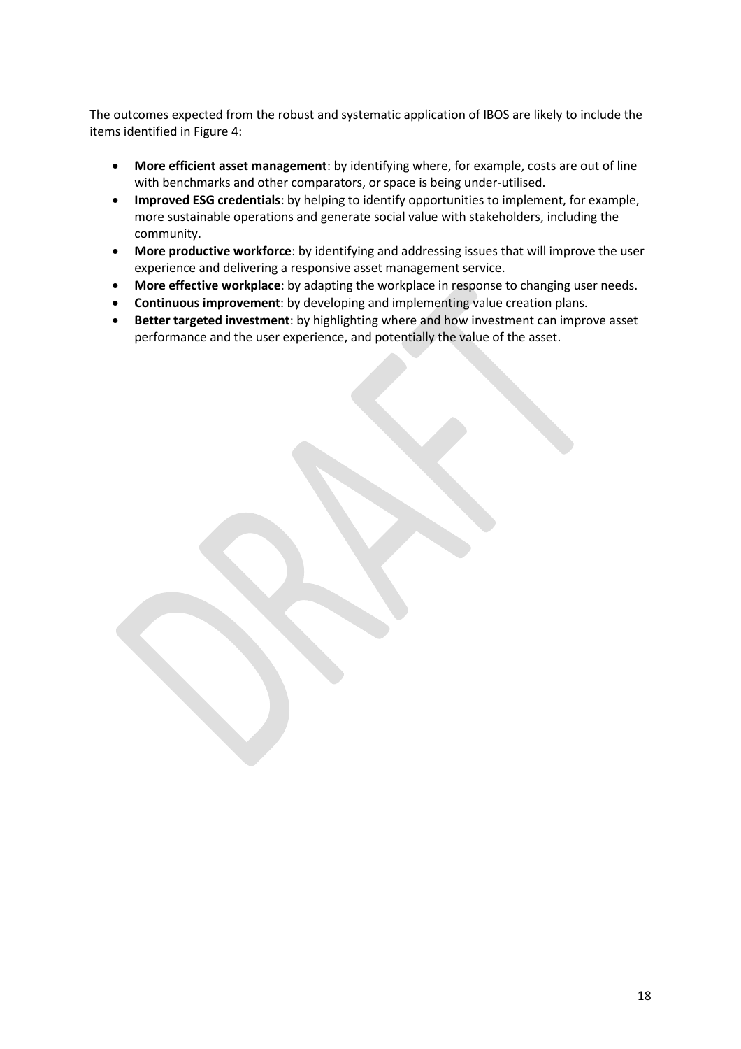The outcomes expected from the robust and systematic application of IBOS are likely to include the items identified in Figure 4:

- **More efficient asset management**: by identifying where, for example, costs are out of line with benchmarks and other comparators, or space is being under-utilised.
- **Improved ESG credentials**: by helping to identify opportunities to implement, for example, more sustainable operations and generate social value with stakeholders, including the community.
- **More productive workforce**: by identifying and addressing issues that will improve the user experience and delivering a responsive asset management service.
- **More effective workplace**: by adapting the workplace in response to changing user needs.
- **Continuous improvement**: by developing and implementing value creation plans.
- **Better targeted investment**: by highlighting where and how investment can improve asset performance and the user experience, and potentially the value of the asset.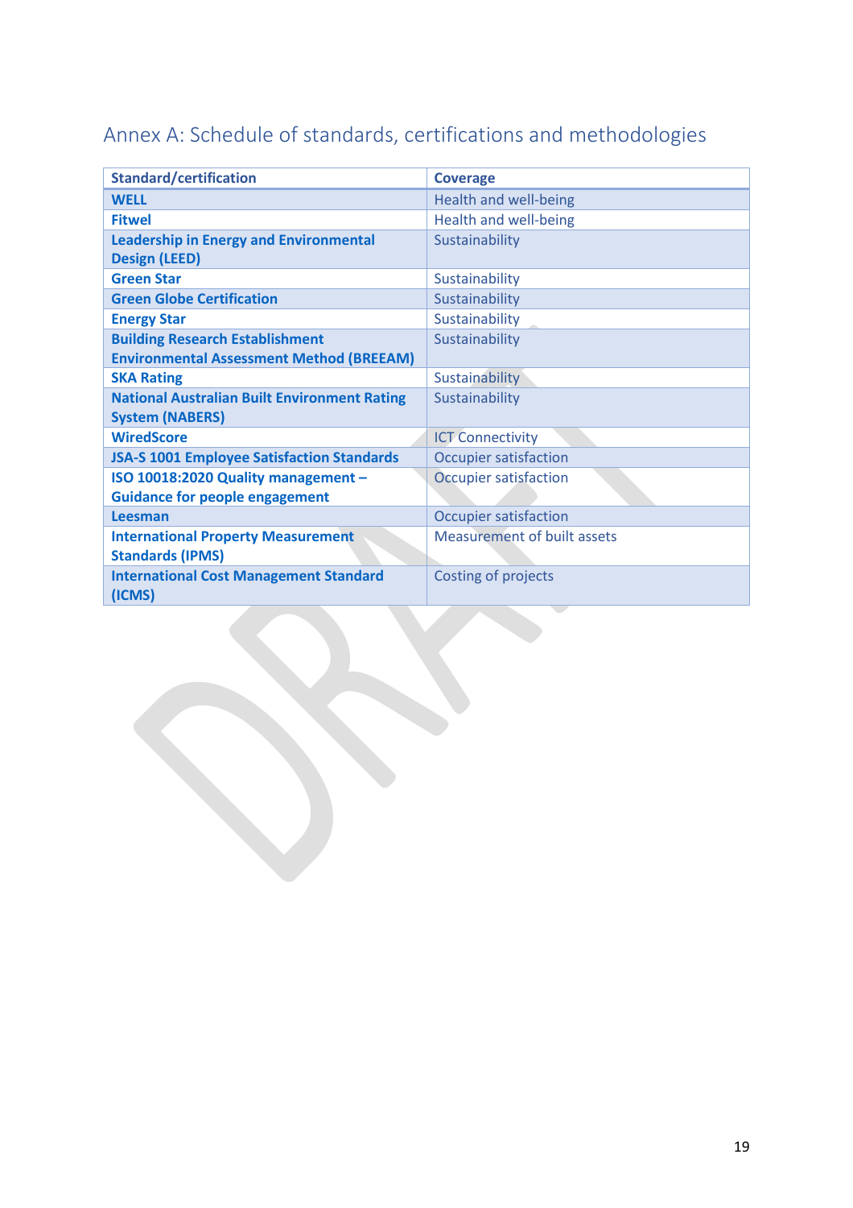# Annex A: Schedule of standards, certifications and methodologies

| Standard/certification | Coverage |
|---|---|
| **WELL** | Health and well-being |
| **Fitwel** | Health and well-being |
| **Leadership in Energy and Environmental Design (LEED)** | Sustainability |
| **Green Star** | Sustainability |
| **Green Globe Certification** | Sustainability |
| **Energy Star** | Sustainability |
| **Building Research Establishment Environmental Assessment Method (BREEAM)** | Sustainability |
| **SKA Rating** | Sustainability |
| **National Australian Built Environment Rating System (NABERS)** | Sustainability |
| **WiredScore** | ICT Connectivity |
| **JSA-S 1001 Employee Satisfaction Standards** | Occupier satisfaction |
| **ISO 10018:2020 Quality management – Guidance for people engagement** | Occupier satisfaction |
| **Leesman** | Occupier satisfaction |
| **International Property Measurement Standards (IPMS)** | Measurement of built assets |
| **International Cost Management Standard (ICMS)** | Costing of projects |